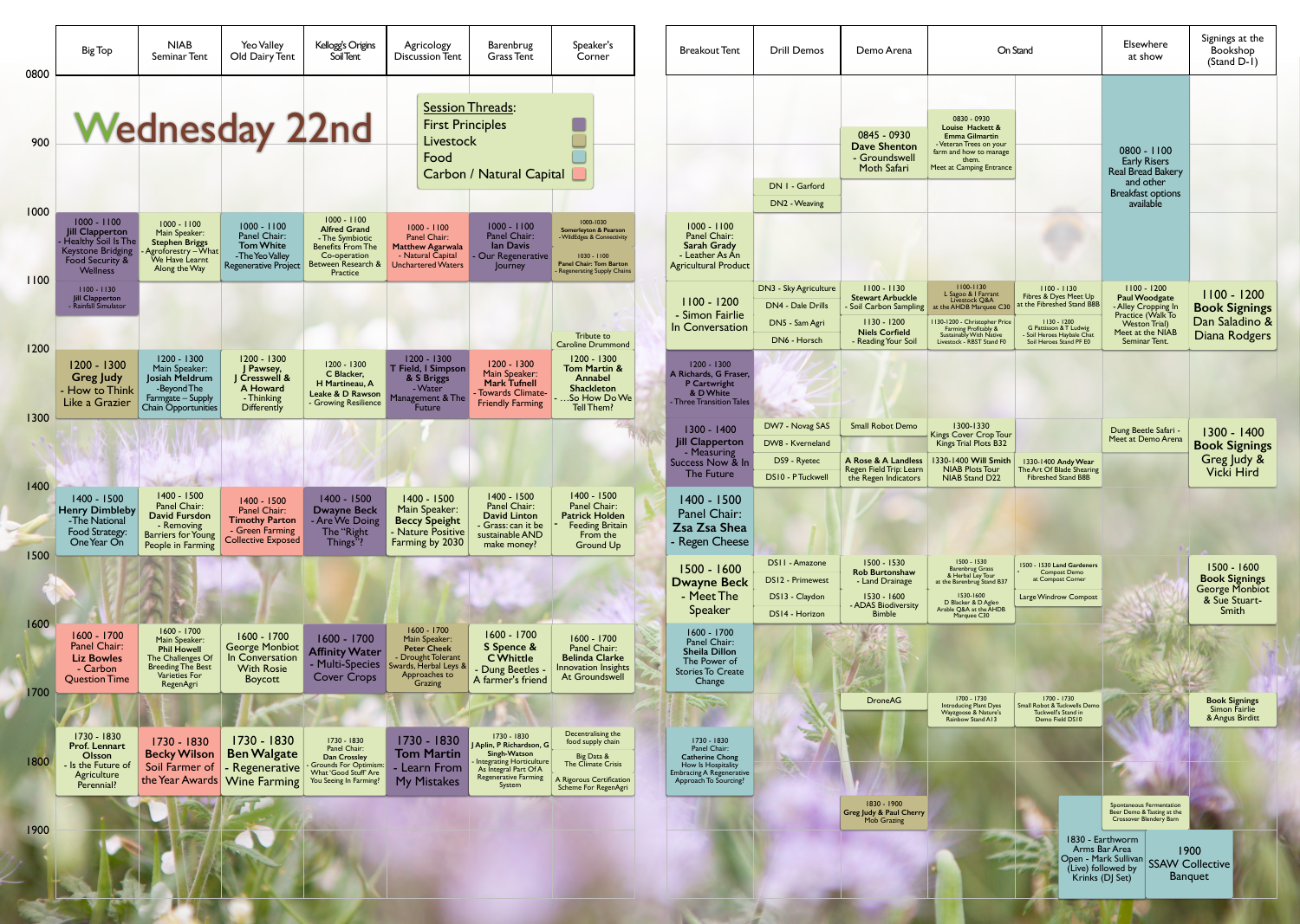# Wednesday 22nd

**Session Threads:**
- First Principles
- Livestock
- Food
- Carbon / Natural Capital

| Time | Big Top | NIAB Seminar Tent | Yeo Valley Old Dairy Tent | Kellogg's Origins Soil Tent | Agricology Discussion Tent | Barenbrug Grass Tent | Speaker's Corner |
|---|---|---|---|---|---|---|---|
| 1000 | 1000 - 1100 **Jill Clapperton** - Healthy Soil Is The Keystone Bridging Food Security & Wellness | 1000 - 1100 Main Speaker: **Stephen Briggs** - Agroforestry – What We Have Learnt Along the Way | 1000 - 1100 Panel Chair: **Tom White** - The Yeo Valley Regenerative Project | 1000 - 1100 **Alfred Grand** - The Symbiotic Benefits From The Co-operation Between Research & Practice | 1000 - 1100 Panel Chair: **Matthew Agarwala** - Natural Capital Unchartered Waters | 1000 - 1100 Panel Chair: **Ian Davis** - Our Regenerative Journey | 1000-1030 Somerleyton & Pearson - WildEdges & Connectivity; 1030 - 1100 Panel Chair: Tom Barton - Regenerating Supply Chains |
| 1100 | 1100 - 1130 **Jill Clapperton** - Rainfall Simulator | | | | | | Tribute to Caroline Drummond |
| 1200 | 1200 - 1300 **Greg Judy** - How to Think Like a Grazier | 1200 - 1300 Main Speaker: **Josiah Meldrum** - Beyond The Farmgate – Supply Chain Opportunities | 1200 - 1300 **J Pawsey, J Cresswell & A Howard** - Thinking Differently | 1200 - 1300 C Blacker, H Martineau, A Leake & D Rawson - Growing Resilience | 1200 - 1300 T Field, I Simpson & S Briggs - Water Management & The Future | 1200 - 1300 Main Speaker: **Mark Tufnell** - Towards Climate-Friendly Farming | 1200 - 1300 **Tom Martin & Annabel Shackleton** - ...So How Do We Tell Them? |
| 1400 | 1400 - 1500 **Henry Dimbleby** - The National Food Strategy: One Year On | 1400 - 1500 Panel Chair: **David Fursdon** - Removing Barriers for Young People in Farming | 1400 - 1500 Panel Chair: **Timothy Parton** - Green Farming Collective Exposed | 1400 - 1500 **Dwayne Beck** - Are We Doing The "Right Things"? | 1400 - 1500 Main Speaker: **Beccy Speight** - Nature Positive Farming by 2030 | 1400 - 1500 Panel Chair: **David Linton** - Grass: can it be sustainable AND make money? | 1400 - 1500 Panel Chair: **Patrick Holden** - Feeding Britain From the Ground Up |
| 1600 | 1600 - 1700 Panel Chair: **Liz Bowles** - Carbon Question Time | 1600 - 1700 Main Speaker: **Phil Howell** The Challenges Of Breeding The Best Varieties For RegenAgri | 1600 - 1700 George Monbiot In Conversation With Rosie Boycott | 1600 - 1700 **Affinity Water** - Multi-Species Cover Crops | 1600 - 1700 Main Speaker: **Peter Cheek** - Drought Tolerant Swards, Herbal Leys & Approaches to Grazing | 1600 - 1700 **S Spence & C Whittle** - Dung Beetles - A farmer's friend | 1600 - 1700 Panel Chair: **Belinda Clarke** Innovation Insights At Groundswell |
| 1730 | 1730 - 1830 **Prof. Lennart Olsson** - Is the Future of Agriculture Perennial? | 1730 - 1830 **Becky Wilson** Soil Farmer of the Year Awards | 1730 - 1830 **Ben Walgate** - Regenerative Wine Farming | 1730 - 1830 Panel Chair: **Dan Crossley** Grounds For Optimism: What 'Good Stuff' Are You Seeing In Farming? | 1730 - 1830 **Tom Martin** - Learn From My Mistakes | 1730 - 1830 **J Aplin, P Richardson, G Singh-Watson** - Integrating Horticulture As Integral Part Of A Regenerative Farming System | Decentralising the food supply chain; Big Data & The Climate Crisis; A Rigorous Certification Scheme For RegenAgri |

| Time | Breakout Tent | Drill Demos | Demo Arena | On Stand | On Stand | Elsewhere at show | Signings at the Bookshop (Stand D-1) |
|---|---|---|---|---|---|---|---|
| 0800–0900 | | | 0845 - 0930 **Dave Shenton** - Groundswell Moth Safari | 0830 - 0930 **Louise Hackett & Emma Gilmartin** - Veteran Trees on your farm and how to manage them. Meet at Camping Entrance | | 0800 - 1100 Early Risers Real Bread Bakery and other Breakfast options available | |
| 0900 | | DN 1 - Garford; DN2 - Weaving | | | | | |
| 1000 | 1000 - 1100 Panel Chair: **Sarah Grady** - Leather As An Agricultural Product | | | | | | |
| 1100 | 1100 - 1200 - Simon Fairlie In Conversation | DN3 - Sky Agriculture; DN4 - Dale Drills; DN5 - Sam Agri; DN6 - Horsch | 1100 - 1130 **Stewart Arbuckle** - Soil Carbon Sampling; 1130 - 1200 **Niels Corfield** - Reading Your Soil | 1100-1130 L Sagoo & I Farrant Livestock Q&A at the AHDB Marquee C30; 1130-1200 - Christopher Price Farming Profitably & Sustainably With Native Livestock - RBST Stand F0 | 1100 - 1130 Fibres & Dyes Meet Up at the Fibreshed Stand B8B; 1130 - 1200 G Pattisson & T Ludwig - Soil Heroes Haybale Chat Soil Heroes Stand PF E0 | 1100 - 1200 **Paul Woodgate** - Alley Cropping In Practice (Walk To Weston Trial) Meet at the NIAB Seminar Tent. | 1100 - 1200 **Book Signings** Dan Saladino & Diana Rodgers |
| 1200 | 1200 - 1300 A Richards, G Fraser, P Cartwright & D White - Three Transition Tales | | | | | | |
| 1300 | 1300 - 1400 **Jill Clapperton** - Measuring Success Now & In The Future | DW7 - Novag SAS; DW8 - Kverneland; DS9 - Ryetec; DS10 - P Tuckwell | Small Robot Demo; **A Rose & A Landless** Regen Field Trip: Learn the Regen Indicators | 1300-1330 Kings Cover Crop Tour Kings Trial Plots B32; 1330-1400 **Will Smith** NIAB Plots Tour NIAB Stand D22 | 1330-1400 **Andy Wear** The Art Of Blade Shearing Fibreshed Stand B8B | Dung Beetle Safari - Meet at Demo Arena | 1300 - 1400 **Book Signings** Greg Judy & Vicki Hird |
| 1400 | 1400 - 1500 Panel Chair: **Zsa Zsa Shea** - Regen Cheese | | | | | | |
| 1500 | 1500 - 1600 **Dwayne Beck** - Meet The Speaker | DS11 - Amazone; DS12 - Primewest; DS13 - Claydon; DS14 - Horizon | 1500 - 1530 **Rob Burtonshaw** - Land Drainage; 1530 - 1600 - ADAS Biodiversity Bimble | 1500 - 1530 Barenbrug Grass & Herbal Ley Tour at the Barenbrug Stand B37; 1530-1600 D Blacker & D Aglen Arable Q&A at the AHDB Marquee C30 | 1500 - 1530 **Land Gardeners** Compost Demo at Compost Corner; Large Windrow Compost | | 1500 - 1600 **Book Signings** George Monbiot & Sue Stuart-Smith |
| 1600 | 1600 - 1700 Panel Chair: **Sheila Dillon** The Power of Stories To Create Change | | | | | | |
| 1700 | | | DroneAG | 1700 - 1730 Introducing Plant Dyes Wayzgoose & Nature's Rainbow Stand A13 | 1700 - 1730 Small Robot & Tuckwells Demo Tuckwell's Stand in Demo Field DS10 | | **Book Signings** Simon Fairlie & Angus Birditt |
| 1730 | 1730 - 1830 Panel Chair: **Catherine Chong** How Is Hospitality Embracing A Regenerative Approach To Sourcing? | | | | | | |
| 1830 | | | 1830 - 1900 **Greg Judy & Paul Cherry** Mob Grazing | | | Spontaneous Fermentation Beer Demo & Tasting at the Crossover Blendery Barn; 1830 - Earthworm Arms Bar Area Open - Mark Sullivan (Live) followed by Krinks (DJ Set) | |
| 1900 | | | | | | 1900 SSAW Collective Banquet | |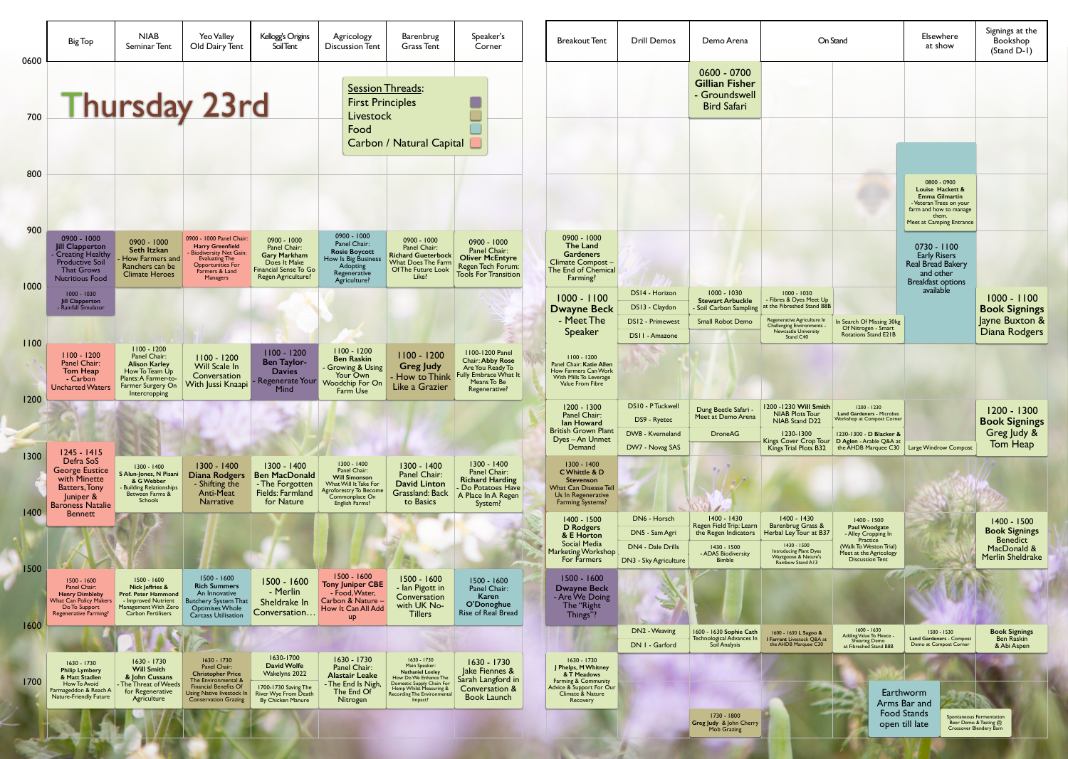# Thursday 23rd

**Session Threads:**
- First Principles
- Livestock
- Food
- Carbon / Natural Capital

| Time | Big Top | NIAB Seminar Tent | Yeo Valley Old Dairy Tent | Kellogg's Origins Soil Tent | Agricology Discussion Tent | Barenbrug Grass Tent | Speaker's Corner | Breakout Tent | Drill Demos | Demo Arena | On Stand | Elsewhere at show | Signings at the Bookshop (Stand D-1) |
|---|---|---|---|---|---|---|---|---|---|---|---|---|---|
| 0600 | | | | | | | | | | 0600 - 0700 Gillian Fisher - Groundswell Bird Safari | | | |
| 0730 | | | | | | | | | | | | 0730 - 1100 Early Risers Real Bread Bakery and other Breakfast options available | |
| 0800 | | | | | | | | | | | | 0800 - 0900 Louise Hackett & Emma Gilmartin - Veteran Trees on your farm and how to manage them. Meet at Camping Entrance | |
| 0900 | 0900 - 1000 Jill Clapperton - Creating Healthy Productive Soil That Grows Nutritious Food | 0900 - 1000 Seth Itzkan - How Farmers and Ranchers can be Climate Heroes | 0900 - 1000 Panel Chair: Harry Greenfield - Biodiversity Net Gain: Evaluating The Opportunities For Farmers & Land Managers | 0900 - 1000 Panel Chair: Gary Markham Does It Make Financial Sense To Go Regen Agriculture? | 0900 - 1000 Panel Chair: Rosie Boycott How Is Big Business Adopting Regenerative Agriculture? | 0900 - 1000 Panel Chair: Richard Gueterbock What Does The Farm Of The Future Look Like? | 0900 - 1000 Panel Chair: Oliver McEntyre Regen Tech Forum: Tools For Transition | 0900 - 1000 The Land Gardeners Climate Compost – The End of Chemical Farming? | | | | | |
| 1000 | 1000 - 1030 Jill Clapperton - Rainfall Simulator | | | | | | | 1000 - 1100 Dwayne Beck - Meet The Speaker | DS14 - Horizon; DS13 - Claydon; DS12 - Primewest; DS11 - Amazone | 1000 - 1030 Stewart Arbuckle - Soil Carbon Sampling; Small Robot Demo | 1000 - 1030 - Fibres & Dyes Meet Up at the Fibreshed Stand B8B; Regenerative Agriculture In Challenging Environments - Newcastle University Stand C40; In Search Of Missing 30kg Of Nitrogen - Smart Rotations Stand E21B | | 1000 - 1100 Book Signings Jayne Buxton & Diana Rodgers |
| 1100 | 1100 - 1200 Panel Chair: Tom Heap - Carbon Uncharted Waters | 1100 - 1200 Panel Chair: Alison Karley How To Team Up Plants: A Farmer-to-Farmer Surgery On Intercropping | 1100 - 1200 Will Scale In Conversation With Jussi Knaapi | 1100 - 1200 Ben Taylor-Davies - Regenerate Your Mind | 1100 - 1200 Ben Raskin - Growing & Using Your Own Woodchip On Farm Use | 1100 - 1200 Greg Judy - How to Think Like a Grazier | 1100-1200 Panel Chair: Abby Rose Are You Ready To Fully Embrace What It Means To Be Regenerative? | 1100 - 1200 Panel Chair: Katie Allen How Farmers Can Work With Mills To Leverage Value From Fibre | | | | | |
| 1200 | | | | | | | | 1200 - 1300 Panel Chair: Ian Howard British Grown Plant Dyes – An Unmet Demand | DS10 - P Tuckwell; DS9 - Ryetec; DW8 - Kverneland; DW7 - Novag SAS | Dung Beetle Safari - Meet at Demo Arena; DroneAG | 1200 - 1230 Will Smith NIAB Plots Tour NIAB Stand D22; 1230-1300 Kings Cover Crop Tour Kings Trial Plots B32; 1200 - 1230 Land Gardeners - Microbes Workshop at Compost Corner; 1230-1300 - D Blacker & D Aglen - Arable Q&A at the AHDB Marquee C30 | Large Windrow Compost | 1200 - 1300 Book Signings Greg Judy & Tom Heap |
| 1245 | 1245 - 1415 Defra SoS George Eustice with Minette Batters, Tony Juniper & Baroness Natalie Bennett | | | | | | | | | | | | |
| 1300 | | 1300 - 1400 S Alun-Jones, N Pisani & G Webber - Building Relationships Between Farms & Schools | 1300 - 1400 Diana Rodgers - Shifting the Anti-Meat Narrative | 1300 - 1400 Ben MacDonald - The Forgotten Fields: Farmland for Nature | 1300 - 1400 Panel Chair: Will Simonson What Will It Take For Agroforestry To Become Commonplace On English Farms? | 1300 - 1400 Panel Chair: David Linton Grassland: Back to Basics | 1300 - 1400 Panel Chair: Richard Harding - Do Potatoes Have A Place In A Regen System? | 1300 - 1400 C Whittle & D Stevenson What Can Disease Tell Us In Regenerative Farming Systems? | | | | | |
| 1400 | | | | | | | | 1400 - 1500 D Rodgers & E Horton Social Media Marketing Workshop For Farmers | DN6 - Horsch; DN5 - Sam Agri; DN4 - Dale Drills; DN3 - Sky Agriculture | 1400 - 1430 Regen Field Trip: Learn the Regen Indicators; 1430 - 1500 - ADAS Biodiversity Bimble | 1400 - 1430 Barenbrug Grass & Herbal Ley Tour at B37; 1430 - 1500 Introducing Plant Dyes Waysgoose & Nature's Rainbow Stand A13; 1400 - 1500 Paul Woodgate - Alley Cropping In Practice (Walk To Weston Trial) Meet at the Agricology Discussion Tent | | 1400 - 1500 Book Signings Benedict MacDonald & Merlin Sheldrake |
| 1500 | 1500 - 1600 Panel Chair: Henry Dimbleby What Can Policy Makers Do To Support Regenerative Farming? | 1500 - 1600 Nick Jeffries & Prof. Peter Hammond - Improved Nutrient Management With Zero Carbon Fertilisers | 1500 - 1600 Rich Summers An Innovative Butchery System That Optimises Whole Carcass Utilisation | 1500 - 1600 - Merlin Sheldrake In Conversation… | 1500 - 1600 Tony Juniper CBE - Food, Water, Carbon & Nature – How It Can All Add up | 1500 - 1600 - Ian Pigott in Conversation with UK No-Tillers | 1500 - 1600 Panel Chair: Karen O'Donoghue Rise of Real Bread | 1500 - 1600 Dwayne Beck - Are We Doing The "Right Things"? | | | | 1500 - 1530 Land Gardeners - Compost Demo at Compost Corner | |
| 1600 | | | | | | | | | DN2 - Weaving; DN 1 - Garford | 1600 - 1630 Sophie Cath Technological Advances In Soil Analysis | 1600 - 1630 L Sagoo & I Farrant Livestock Q&A at the AHDB Marquee C30; 1600 - 1630 Adding Value To Fleece - Shearing Demo at Fibreshed Stand B8B | | Book Signings Ben Raskin & Abi Aspen |
| 1630 | 1630 - 1730 Philip Lymbery & Matt Stadlen How To Avoid Farmageddon & Reach A Nature-Friendly Future | 1630 - 1730 Will Smith & John Cussans - The Threat of Weeds for Regenerative Agriculture | 1630 - 1730 Panel Chair: Christopher Price The Environmental & Financial Benefits Of Using Native livestock In Conservation Grazing | 1630-1700 David Wolfe Wakelyns 2022; 1700-1730 Saving The River Wye From Death By Chicken Manure | 1630 - 1730 Panel Chair: Alastair Leake - The End Is Nigh, The End Of Nitrogen | 1630 - 1730 Main Speaker: Nathaniel Loxley How Do We Enhance The Domestic Supply Chain For Hemp Whilst Measuring & Recording The Environmental Impact? | 1630 - 1730 Jake Fiennes & Sarah Langford in Conversation & Book Launch | 1630 - 1730 J Phelps, M Whitney & T Meadows Farming & Community Advice & Support For Our Climate & Nature Recovery | | | | | |
| 1700 | | | | | | | | | | 1730 - 1800 Greg Judy & John Cherry Mob Grazing | | Earthworm Arms Bar and Food Stands open till late | Spontaneous Fermentation Beer Demo & Tasting @ Crossover Blendery Barn |